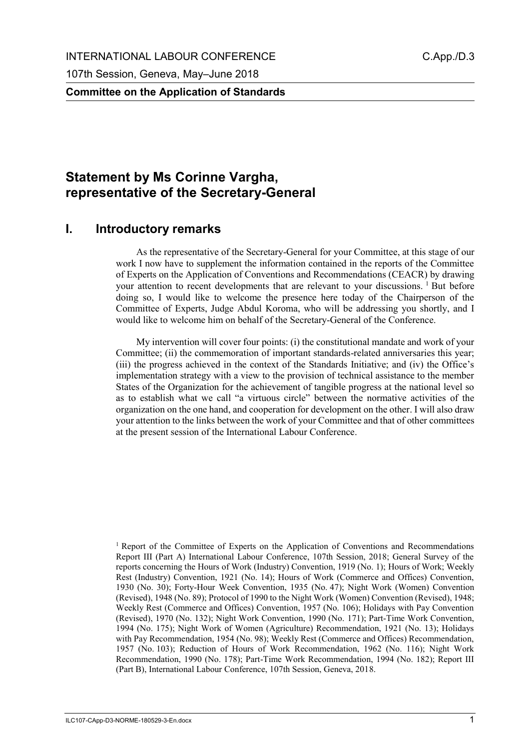INTERNATIONAL LABOUR CONFERENCE C.App./D.3

107th Session, Geneva, May–June 2018

**Committee on the Application of Standards**

# Statement by Ms Corinne Vargha, representative of the Secretary-General

## I. Introductory remarks

As the representative of the Secretary-General for your Committee, at this stage of our work I now have to supplement the information contained in the reports of the Committee of Experts on the Application of Conventions and Recommendations (CEACR) by drawing your attention to recent developments that are relevant to your discussions. [1] But before doing so, I would like to welcome the presence here today of the Chairperson of the Committee of Experts, Judge Abdul Koroma, who will be addressing you shortly, and I would like to welcome him on behalf of the Secretary-General of the Conference.

My intervention will cover four points: (i) the constitutional mandate and work of your Committee; (ii) the commemoration of important standards-related anniversaries this year; (iii) the progress achieved in the context of the Standards Initiative; and (iv) the Office's implementation strategy with a view to the provision of technical assistance to the member States of the Organization for the achievement of tangible progress at the national level so as to establish what we call "a virtuous circle" between the normative activities of the organization on the one hand, and cooperation for development on the other. I will also draw your attention to the links between the work of your Committee and that of other committees at the present session of the International Labour Conference.

[1] Report of the Committee of Experts on the Application of Conventions and Recommendations Report III (Part A) International Labour Conference, 107th Session, 2018; General Survey of the reports concerning the Hours of Work (Industry) Convention, 1919 (No. 1); Hours of Work; Weekly Rest (Industry) Convention, 1921 (No. 14); Hours of Work (Commerce and Offices) Convention, 1930 (No. 30); Forty-Hour Week Convention, 1935 (No. 47); Night Work (Women) Convention (Revised), 1948 (No. 89); Protocol of 1990 to the Night Work (Women) Convention (Revised), 1948; Weekly Rest (Commerce and Offices) Convention, 1957 (No. 106); Holidays with Pay Convention (Revised), 1970 (No. 132); Night Work Convention, 1990 (No. 171); Part-Time Work Convention, 1994 (No. 175); Night Work of Women (Agriculture) Recommendation, 1921 (No. 13); Holidays with Pay Recommendation, 1954 (No. 98); Weekly Rest (Commerce and Offices) Recommendation, 1957 (No. 103); Reduction of Hours of Work Recommendation, 1962 (No. 116); Night Work Recommendation, 1990 (No. 178); Part-Time Work Recommendation, 1994 (No. 182); Report III (Part B), International Labour Conference, 107th Session, Geneva, 2018.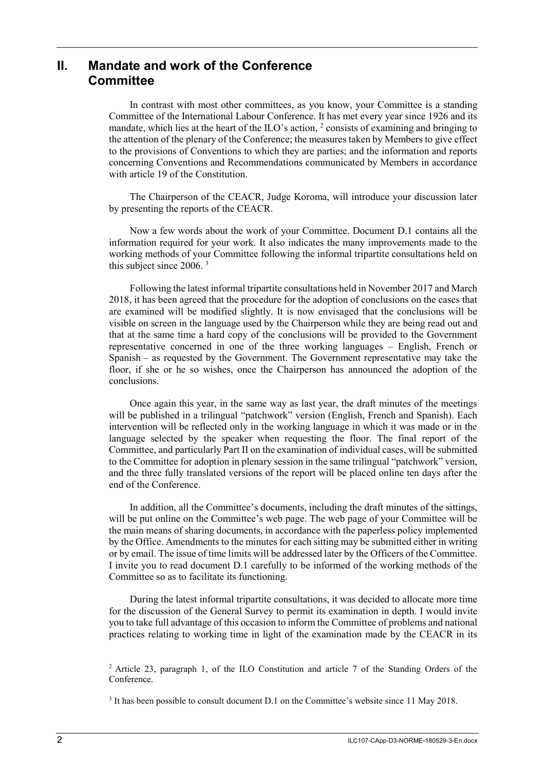## II. Mandate and work of the Conference Committee

In contrast with most other committees, as you know, your Committee is a standing Committee of the International Labour Conference. It has met every year since 1926 and its mandate, which lies at the heart of the ILO's action, [2] consists of examining and bringing to the attention of the plenary of the Conference; the measures taken by Members to give effect to the provisions of Conventions to which they are parties; and the information and reports concerning Conventions and Recommendations communicated by Members in accordance with article 19 of the Constitution.

The Chairperson of the CEACR, Judge Koroma, will introduce your discussion later by presenting the reports of the CEACR.

Now a few words about the work of your Committee. Document D.1 contains all the information required for your work. It also indicates the many improvements made to the working methods of your Committee following the informal tripartite consultations held on this subject since 2006. [3]

Following the latest informal tripartite consultations held in November 2017 and March 2018, it has been agreed that the procedure for the adoption of conclusions on the cases that are examined will be modified slightly. It is now envisaged that the conclusions will be visible on screen in the language used by the Chairperson while they are being read out and that at the same time a hard copy of the conclusions will be provided to the Government representative concerned in one of the three working languages – English, French or Spanish – as requested by the Government. The Government representative may take the floor, if she or he so wishes, once the Chairperson has announced the adoption of the conclusions.

Once again this year, in the same way as last year, the draft minutes of the meetings will be published in a trilingual "patchwork" version (English, French and Spanish). Each intervention will be reflected only in the working language in which it was made or in the language selected by the speaker when requesting the floor. The final report of the Committee, and particularly Part II on the examination of individual cases, will be submitted to the Committee for adoption in plenary session in the same trilingual "patchwork" version, and the three fully translated versions of the report will be placed online ten days after the end of the Conference.

In addition, all the Committee's documents, including the draft minutes of the sittings, will be put online on the Committee's web page. The web page of your Committee will be the main means of sharing documents, in accordance with the paperless policy implemented by the Office. Amendments to the minutes for each sitting may be submitted either in writing or by email. The issue of time limits will be addressed later by the Officers of the Committee. I invite you to read document D.1 carefully to be informed of the working methods of the Committee so as to facilitate its functioning.

During the latest informal tripartite consultations, it was decided to allocate more time for the discussion of the General Survey to permit its examination in depth. I would invite you to take full advantage of this occasion to inform the Committee of problems and national practices relating to working time in light of the examination made by the CEACR in its

---

[2] Article 23, paragraph 1, of the ILO Constitution and article 7 of the Standing Orders of the Conference.

[3] It has been possible to consult document D.1 on the Committee's website since 11 May 2018.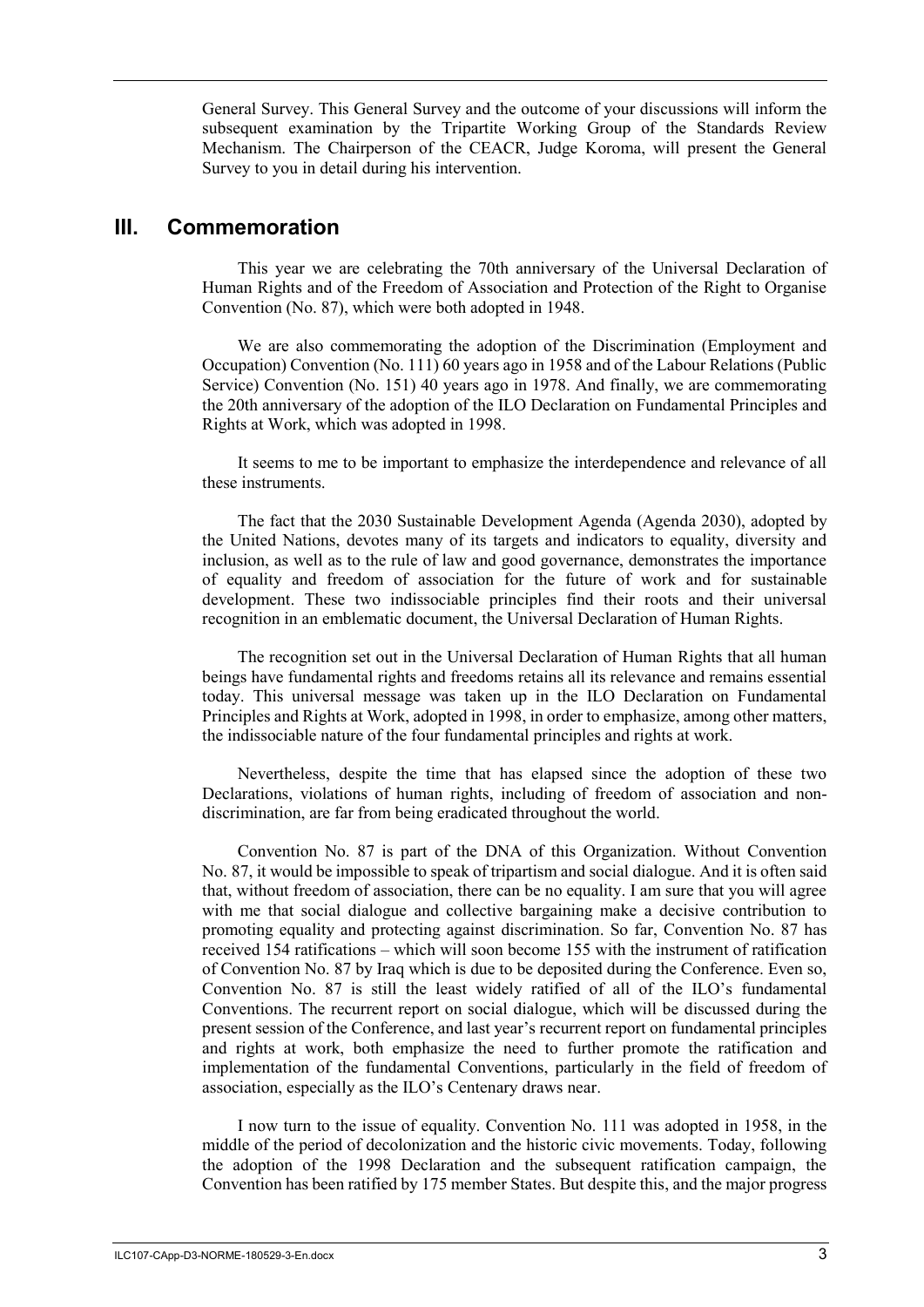General Survey. This General Survey and the outcome of your discussions will inform the subsequent examination by the Tripartite Working Group of the Standards Review Mechanism. The Chairperson of the CEACR, Judge Koroma, will present the General Survey to you in detail during his intervention.

## III. Commemoration

This year we are celebrating the 70th anniversary of the Universal Declaration of Human Rights and of the Freedom of Association and Protection of the Right to Organise Convention (No. 87), which were both adopted in 1948.

We are also commemorating the adoption of the Discrimination (Employment and Occupation) Convention (No. 111) 60 years ago in 1958 and of the Labour Relations (Public Service) Convention (No. 151) 40 years ago in 1978. And finally, we are commemorating the 20th anniversary of the adoption of the ILO Declaration on Fundamental Principles and Rights at Work, which was adopted in 1998.

It seems to me to be important to emphasize the interdependence and relevance of all these instruments.

The fact that the 2030 Sustainable Development Agenda (Agenda 2030), adopted by the United Nations, devotes many of its targets and indicators to equality, diversity and inclusion, as well as to the rule of law and good governance, demonstrates the importance of equality and freedom of association for the future of work and for sustainable development. These two indissociable principles find their roots and their universal recognition in an emblematic document, the Universal Declaration of Human Rights.

The recognition set out in the Universal Declaration of Human Rights that all human beings have fundamental rights and freedoms retains all its relevance and remains essential today. This universal message was taken up in the ILO Declaration on Fundamental Principles and Rights at Work, adopted in 1998, in order to emphasize, among other matters, the indissociable nature of the four fundamental principles and rights at work.

Nevertheless, despite the time that has elapsed since the adoption of these two Declarations, violations of human rights, including of freedom of association and non-discrimination, are far from being eradicated throughout the world.

Convention No. 87 is part of the DNA of this Organization. Without Convention No. 87, it would be impossible to speak of tripartism and social dialogue. And it is often said that, without freedom of association, there can be no equality. I am sure that you will agree with me that social dialogue and collective bargaining make a decisive contribution to promoting equality and protecting against discrimination. So far, Convention No. 87 has received 154 ratifications – which will soon become 155 with the instrument of ratification of Convention No. 87 by Iraq which is due to be deposited during the Conference. Even so, Convention No. 87 is still the least widely ratified of all of the ILO's fundamental Conventions. The recurrent report on social dialogue, which will be discussed during the present session of the Conference, and last year's recurrent report on fundamental principles and rights at work, both emphasize the need to further promote the ratification and implementation of the fundamental Conventions, particularly in the field of freedom of association, especially as the ILO's Centenary draws near.

I now turn to the issue of equality. Convention No. 111 was adopted in 1958, in the middle of the period of decolonization and the historic civic movements. Today, following the adoption of the 1998 Declaration and the subsequent ratification campaign, the Convention has been ratified by 175 member States. But despite this, and the major progress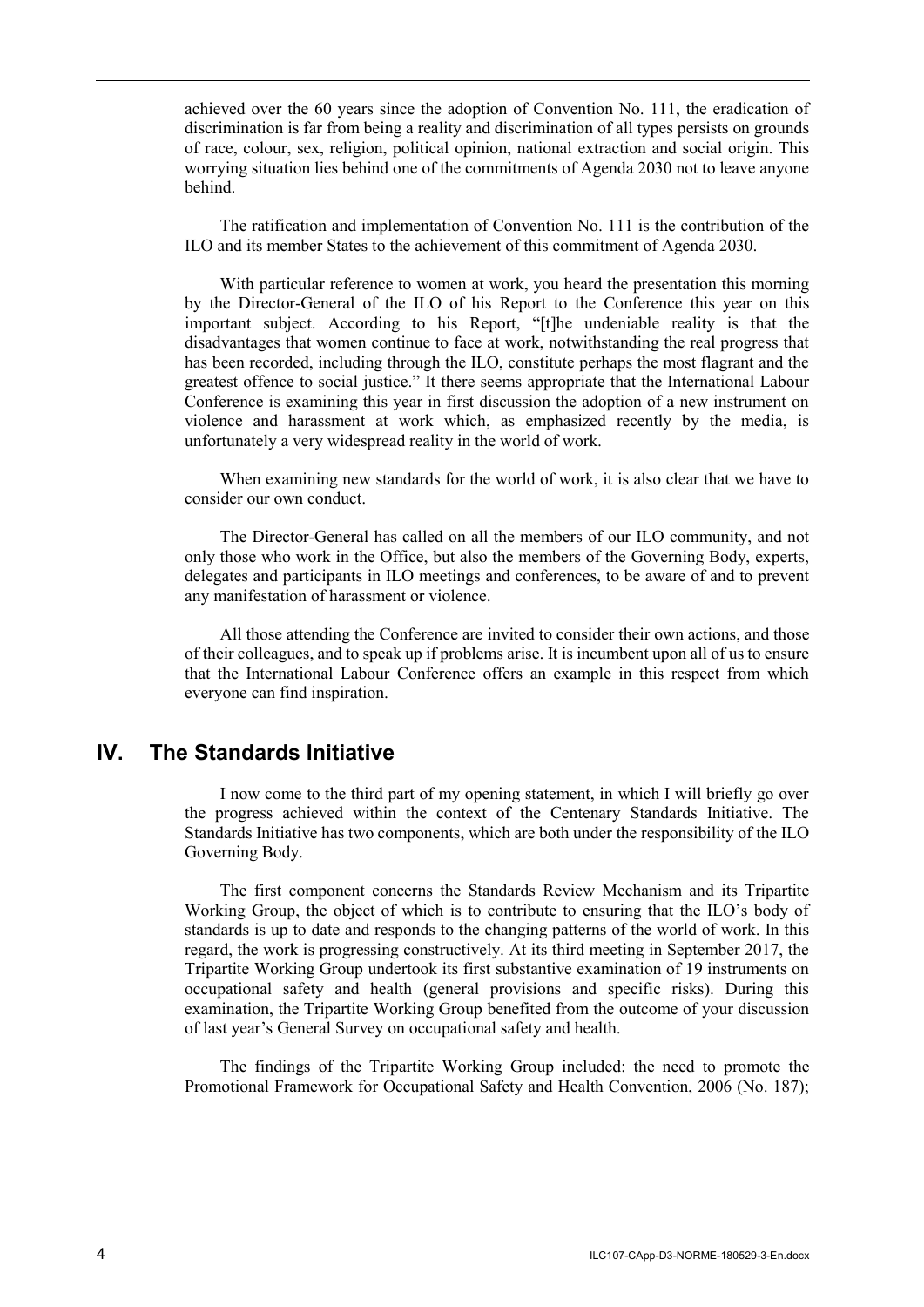achieved over the 60 years since the adoption of Convention No. 111, the eradication of discrimination is far from being a reality and discrimination of all types persists on grounds of race, colour, sex, religion, political opinion, national extraction and social origin. This worrying situation lies behind one of the commitments of Agenda 2030 not to leave anyone behind.

The ratification and implementation of Convention No. 111 is the contribution of the ILO and its member States to the achievement of this commitment of Agenda 2030.

With particular reference to women at work, you heard the presentation this morning by the Director-General of the ILO of his Report to the Conference this year on this important subject. According to his Report, "[t]he undeniable reality is that the disadvantages that women continue to face at work, notwithstanding the real progress that has been recorded, including through the ILO, constitute perhaps the most flagrant and the greatest offence to social justice." It there seems appropriate that the International Labour Conference is examining this year in first discussion the adoption of a new instrument on violence and harassment at work which, as emphasized recently by the media, is unfortunately a very widespread reality in the world of work.

When examining new standards for the world of work, it is also clear that we have to consider our own conduct.

The Director-General has called on all the members of our ILO community, and not only those who work in the Office, but also the members of the Governing Body, experts, delegates and participants in ILO meetings and conferences, to be aware of and to prevent any manifestation of harassment or violence.

All those attending the Conference are invited to consider their own actions, and those of their colleagues, and to speak up if problems arise. It is incumbent upon all of us to ensure that the International Labour Conference offers an example in this respect from which everyone can find inspiration.

## IV. The Standards Initiative

I now come to the third part of my opening statement, in which I will briefly go over the progress achieved within the context of the Centenary Standards Initiative. The Standards Initiative has two components, which are both under the responsibility of the ILO Governing Body.

The first component concerns the Standards Review Mechanism and its Tripartite Working Group, the object of which is to contribute to ensuring that the ILO's body of standards is up to date and responds to the changing patterns of the world of work. In this regard, the work is progressing constructively. At its third meeting in September 2017, the Tripartite Working Group undertook its first substantive examination of 19 instruments on occupational safety and health (general provisions and specific risks). During this examination, the Tripartite Working Group benefited from the outcome of your discussion of last year's General Survey on occupational safety and health.

The findings of the Tripartite Working Group included: the need to promote the Promotional Framework for Occupational Safety and Health Convention, 2006 (No. 187);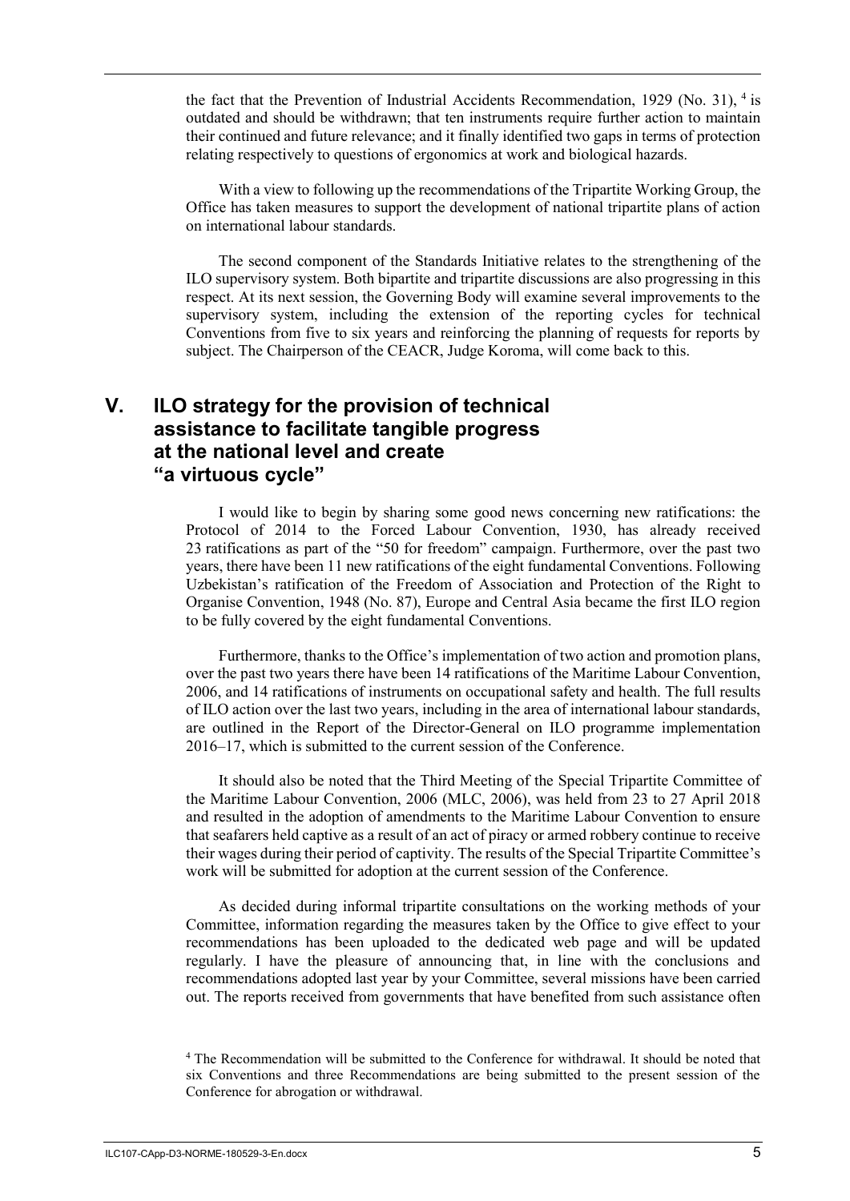the fact that the Prevention of Industrial Accidents Recommendation, 1929 (No. 31), [4] is outdated and should be withdrawn; that ten instruments require further action to maintain their continued and future relevance; and it finally identified two gaps in terms of protection relating respectively to questions of ergonomics at work and biological hazards.

With a view to following up the recommendations of the Tripartite Working Group, the Office has taken measures to support the development of national tripartite plans of action on international labour standards.

The second component of the Standards Initiative relates to the strengthening of the ILO supervisory system. Both bipartite and tripartite discussions are also progressing in this respect. At its next session, the Governing Body will examine several improvements to the supervisory system, including the extension of the reporting cycles for technical Conventions from five to six years and reinforcing the planning of requests for reports by subject. The Chairperson of the CEACR, Judge Koroma, will come back to this.

## V. ILO strategy for the provision of technical assistance to facilitate tangible progress at the national level and create "a virtuous cycle"

I would like to begin by sharing some good news concerning new ratifications: the Protocol of 2014 to the Forced Labour Convention, 1930, has already received 23 ratifications as part of the "50 for freedom" campaign. Furthermore, over the past two years, there have been 11 new ratifications of the eight fundamental Conventions. Following Uzbekistan's ratification of the Freedom of Association and Protection of the Right to Organise Convention, 1948 (No. 87), Europe and Central Asia became the first ILO region to be fully covered by the eight fundamental Conventions.

Furthermore, thanks to the Office's implementation of two action and promotion plans, over the past two years there have been 14 ratifications of the Maritime Labour Convention, 2006, and 14 ratifications of instruments on occupational safety and health. The full results of ILO action over the last two years, including in the area of international labour standards, are outlined in the Report of the Director-General on ILO programme implementation 2016–17, which is submitted to the current session of the Conference.

It should also be noted that the Third Meeting of the Special Tripartite Committee of the Maritime Labour Convention, 2006 (MLC, 2006), was held from 23 to 27 April 2018 and resulted in the adoption of amendments to the Maritime Labour Convention to ensure that seafarers held captive as a result of an act of piracy or armed robbery continue to receive their wages during their period of captivity. The results of the Special Tripartite Committee's work will be submitted for adoption at the current session of the Conference.

As decided during informal tripartite consultations on the working methods of your Committee, information regarding the measures taken by the Office to give effect to your recommendations has been uploaded to the dedicated web page and will be updated regularly. I have the pleasure of announcing that, in line with the conclusions and recommendations adopted last year by your Committee, several missions have been carried out. The reports received from governments that have benefited from such assistance often

[4] The Recommendation will be submitted to the Conference for withdrawal. It should be noted that six Conventions and three Recommendations are being submitted to the present session of the Conference for abrogation or withdrawal.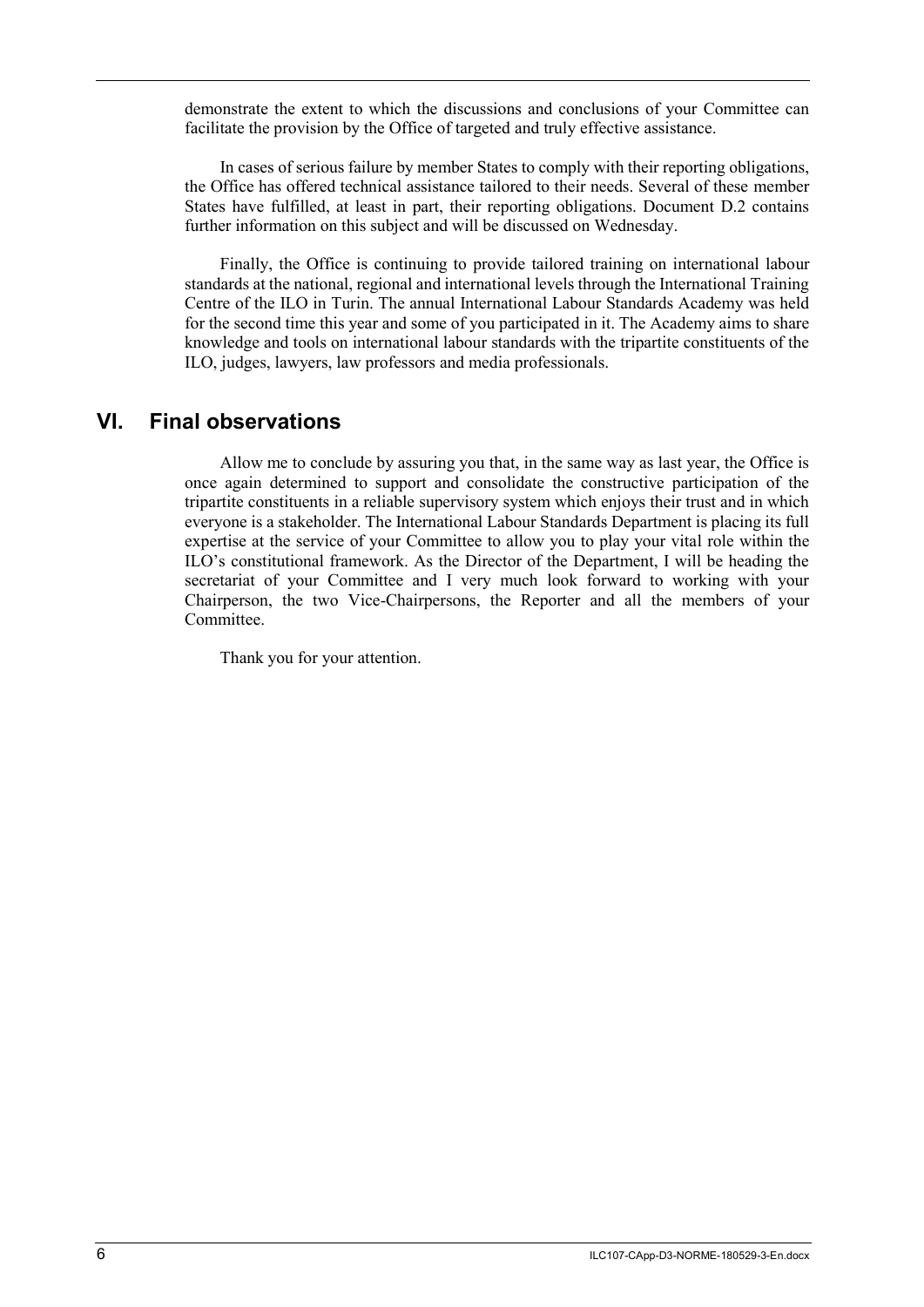demonstrate the extent to which the discussions and conclusions of your Committee can facilitate the provision by the Office of targeted and truly effective assistance.

In cases of serious failure by member States to comply with their reporting obligations, the Office has offered technical assistance tailored to their needs. Several of these member States have fulfilled, at least in part, their reporting obligations. Document D.2 contains further information on this subject and will be discussed on Wednesday.

Finally, the Office is continuing to provide tailored training on international labour standards at the national, regional and international levels through the International Training Centre of the ILO in Turin. The annual International Labour Standards Academy was held for the second time this year and some of you participated in it. The Academy aims to share knowledge and tools on international labour standards with the tripartite constituents of the ILO, judges, lawyers, law professors and media professionals.

## VI. Final observations

Allow me to conclude by assuring you that, in the same way as last year, the Office is once again determined to support and consolidate the constructive participation of the tripartite constituents in a reliable supervisory system which enjoys their trust and in which everyone is a stakeholder. The International Labour Standards Department is placing its full expertise at the service of your Committee to allow you to play your vital role within the ILO's constitutional framework. As the Director of the Department, I will be heading the secretariat of your Committee and I very much look forward to working with your Chairperson, the two Vice-Chairpersons, the Reporter and all the members of your Committee.

Thank you for your attention.